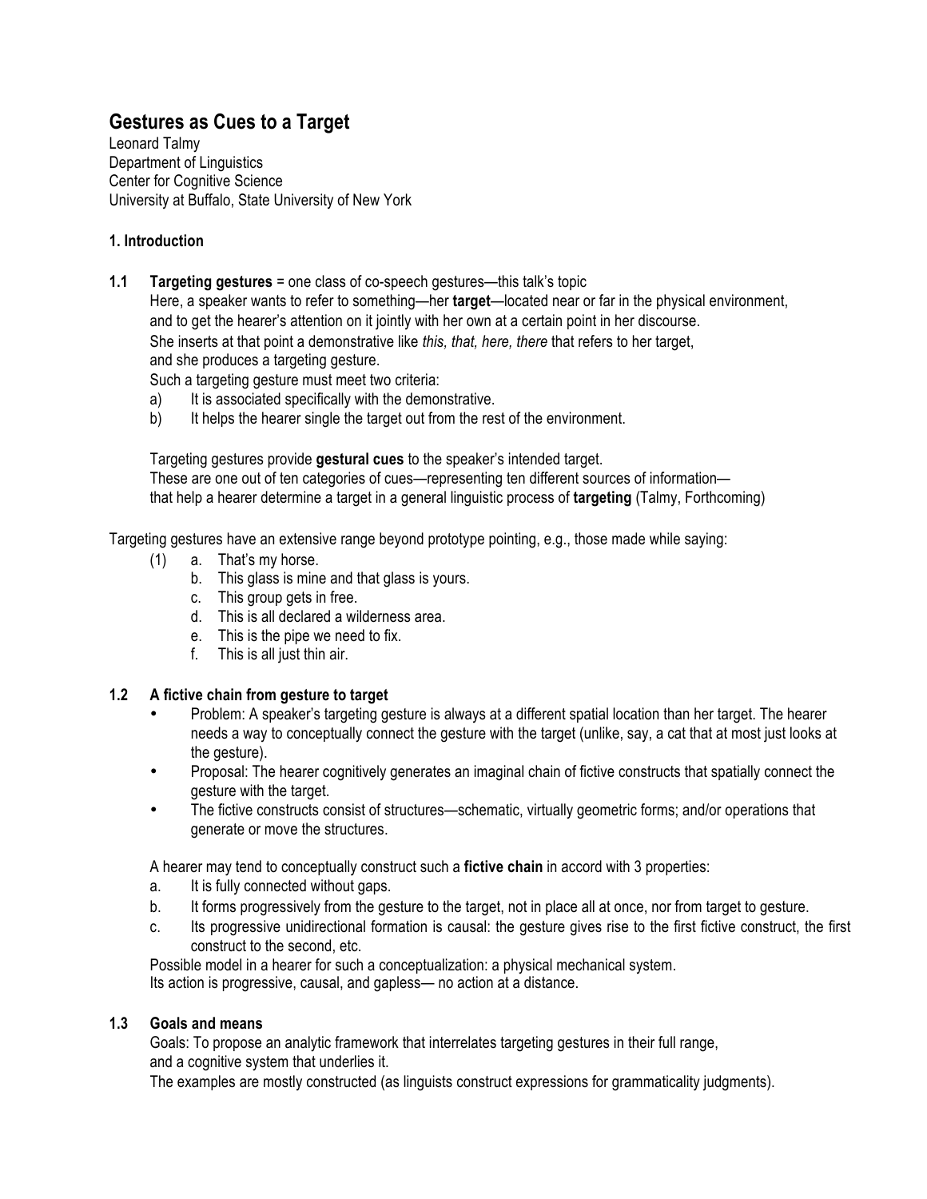# Gestures as Cues to a Target

Leonard Talmy
Department of Linguistics
Center for Cognitive Science
University at Buffalo, State University of New York

## 1. Introduction

**1.1 Targeting gestures** = one class of co-speech gestures—this talk's topic

Here, a speaker wants to refer to something—her **target**—located near or far in the physical environment, and to get the hearer's attention on it jointly with her own at a certain point in her discourse.
She inserts at that point a demonstrative like *this, that, here, there* that refers to her target, and she produces a targeting gesture.
Such a targeting gesture must meet two criteria:

a) It is associated specifically with the demonstrative.
b) It helps the hearer single the target out from the rest of the environment.

Targeting gestures provide **gestural cues** to the speaker's intended target.
These are one out of ten categories of cues—representing ten different sources of information—that help a hearer determine a target in a general linguistic process of **targeting** (Talmy, Forthcoming)

Targeting gestures have an extensive range beyond prototype pointing, e.g., those made while saying:

(1) a. That's my horse.
  b. This glass is mine and that glass is yours.
  c. This group gets in free.
  d. This is all declared a wilderness area.
  e. This is the pipe we need to fix.
  f. This is all just thin air.

### 1.2 A fictive chain from gesture to target

- Problem: A speaker's targeting gesture is always at a different spatial location than her target. The hearer needs a way to conceptually connect the gesture with the target (unlike, say, a cat that at most just looks at the gesture).
- Proposal: The hearer cognitively generates an imaginal chain of fictive constructs that spatially connect the gesture with the target.
- The fictive constructs consist of structures—schematic, virtually geometric forms; and/or operations that generate or move the structures.

A hearer may tend to conceptually construct such a **fictive chain** in accord with 3 properties:

a. It is fully connected without gaps.
b. It forms progressively from the gesture to the target, not in place all at once, nor from target to gesture.
c. Its progressive unidirectional formation is causal: the gesture gives rise to the first fictive construct, the first construct to the second, etc.

Possible model in a hearer for such a conceptualization: a physical mechanical system.
Its action is progressive, causal, and gapless— no action at a distance.

### 1.3 Goals and means

Goals: To propose an analytic framework that interrelates targeting gestures in their full range, and a cognitive system that underlies it.
The examples are mostly constructed (as linguists construct expressions for grammaticality judgments).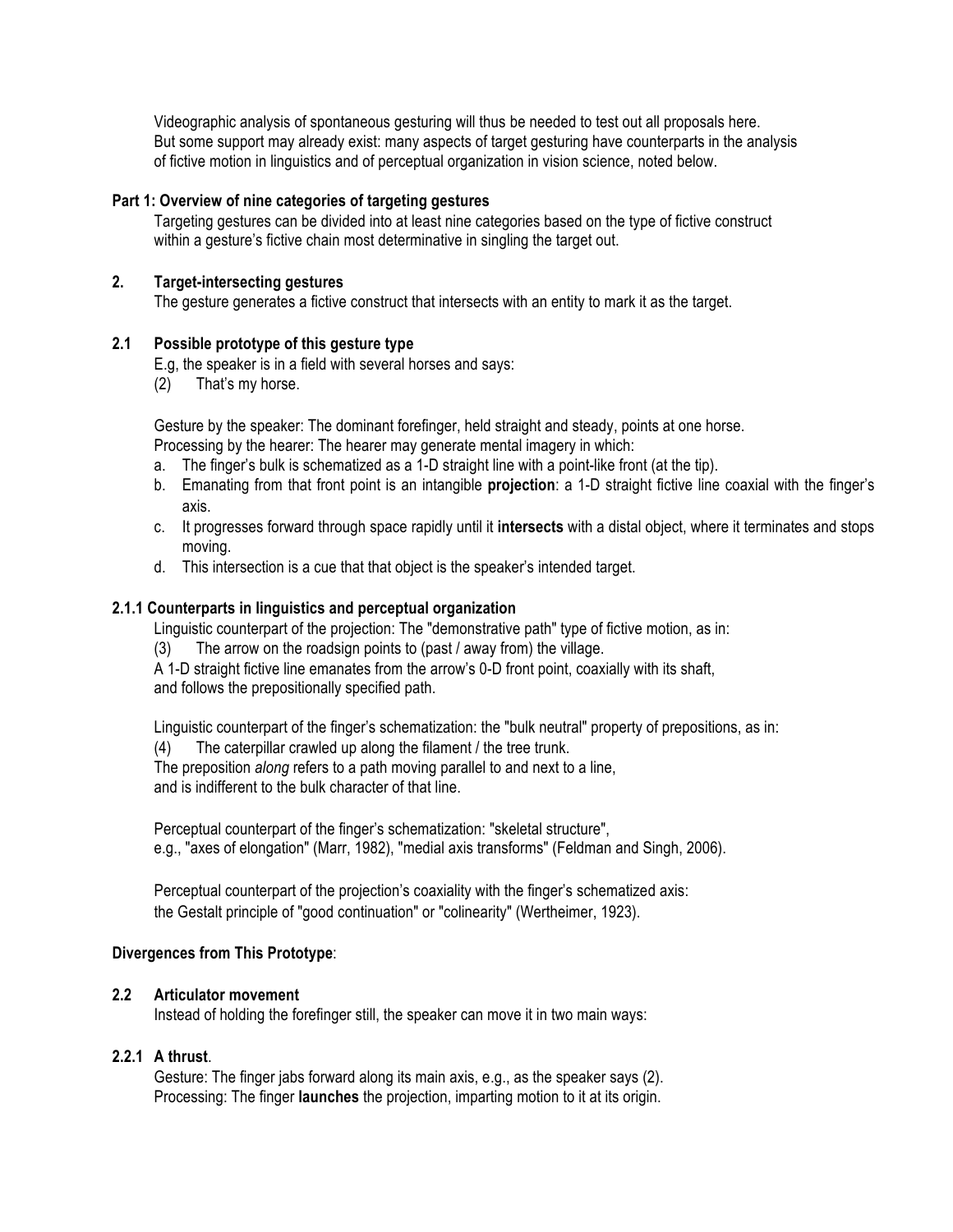Videographic analysis of spontaneous gesturing will thus be needed to test out all proposals here. But some support may already exist: many aspects of target gesturing have counterparts in the analysis of fictive motion in linguistics and of perceptual organization in vision science, noted below.

## Part 1: Overview of nine categories of targeting gestures

Targeting gestures can be divided into at least nine categories based on the type of fictive construct within a gesture's fictive chain most determinative in singling the target out.

## 2. Target-intersecting gestures

The gesture generates a fictive construct that intersects with an entity to mark it as the target.

### 2.1 Possible prototype of this gesture type

E.g, the speaker is in a field with several horses and says:

(2) That's my horse.

Gesture by the speaker: The dominant forefinger, held straight and steady, points at one horse.
Processing by the hearer: The hearer may generate mental imagery in which:

a. The finger's bulk is schematized as a 1-D straight line with a point-like front (at the tip).
b. Emanating from that front point is an intangible **projection**: a 1-D straight fictive line coaxial with the finger's axis.
c. It progresses forward through space rapidly until it **intersects** with a distal object, where it terminates and stops moving.
d. This intersection is a cue that that object is the speaker's intended target.

#### 2.1.1 Counterparts in linguistics and perceptual organization

Linguistic counterpart of the projection: The "demonstrative path" type of fictive motion, as in:

(3) The arrow on the roadsign points to (past / away from) the village.

A 1-D straight fictive line emanates from the arrow's 0-D front point, coaxially with its shaft, and follows the prepositionally specified path.

Linguistic counterpart of the finger's schematization: the "bulk neutral" property of prepositions, as in:

(4) The caterpillar crawled up along the filament / the tree trunk.

The preposition *along* refers to a path moving parallel to and next to a line, and is indifferent to the bulk character of that line.

Perceptual counterpart of the finger's schematization: "skeletal structure", e.g., "axes of elongation" (Marr, 1982), "medial axis transforms" (Feldman and Singh, 2006).

Perceptual counterpart of the projection's coaxiality with the finger's schematized axis: the Gestalt principle of "good continuation" or "colinearity" (Wertheimer, 1923).

**Divergences from This Prototype**:

### 2.2 Articulator movement

Instead of holding the forefinger still, the speaker can move it in two main ways:

#### 2.2.1 A thrust.

Gesture: The finger jabs forward along its main axis, e.g., as the speaker says (2).
Processing: The finger **launches** the projection, imparting motion to it at its origin.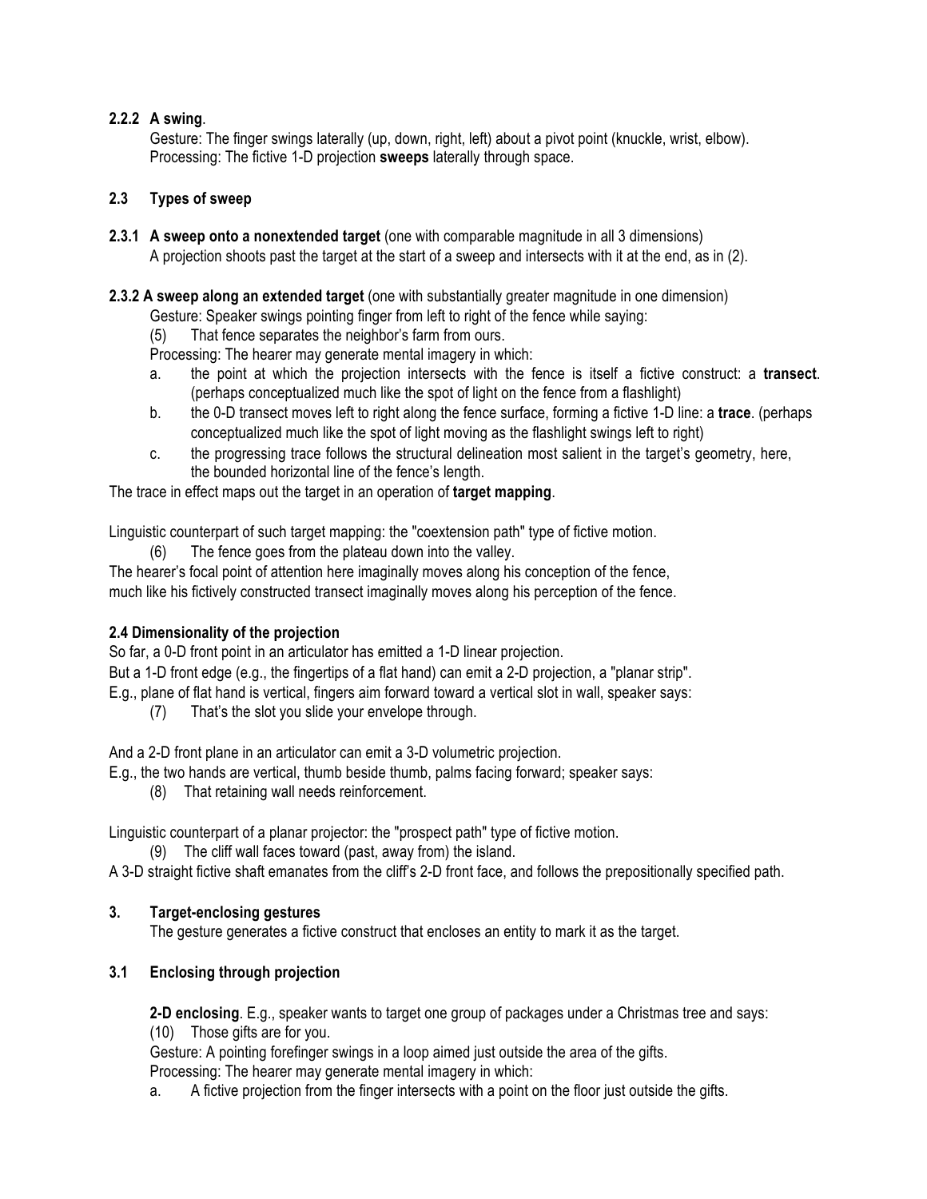**2.2.2 A swing**.

Gesture: The finger swings laterally (up, down, right, left) about a pivot point (knuckle, wrist, elbow).
Processing: The fictive 1-D projection **sweeps** laterally through space.

### 2.3 Types of sweep

**2.3.1 A sweep onto a nonextended target** (one with comparable magnitude in all 3 dimensions)
A projection shoots past the target at the start of a sweep and intersects with it at the end, as in (2).

**2.3.2 A sweep along an extended target** (one with substantially greater magnitude in one dimension)
Gesture: Speaker swings pointing finger from left to right of the fence while saying:

(5) That fence separates the neighbor's farm from ours.

Processing: The hearer may generate mental imagery in which:

a. the point at which the projection intersects with the fence is itself a fictive construct: a **transect**. (perhaps conceptualized much like the spot of light on the fence from a flashlight)
b. the 0-D transect moves left to right along the fence surface, forming a fictive 1-D line: a **trace**. (perhaps conceptualized much like the spot of light moving as the flashlight swings left to right)
c. the progressing trace follows the structural delineation most salient in the target's geometry, here, the bounded horizontal line of the fence's length.

The trace in effect maps out the target in an operation of **target mapping**.

Linguistic counterpart of such target mapping: the "coextension path" type of fictive motion.

(6) The fence goes from the plateau down into the valley.

The hearer's focal point of attention here imaginally moves along his conception of the fence, much like his fictively constructed transect imaginally moves along his perception of the fence.

### 2.4 Dimensionality of the projection

So far, a 0-D front point in an articulator has emitted a 1-D linear projection.
But a 1-D front edge (e.g., the fingertips of a flat hand) can emit a 2-D projection, a "planar strip".
E.g., plane of flat hand is vertical, fingers aim forward toward a vertical slot in wall, speaker says:

(7) That's the slot you slide your envelope through.

And a 2-D front plane in an articulator can emit a 3-D volumetric projection.
E.g., the two hands are vertical, thumb beside thumb, palms facing forward; speaker says:

(8) That retaining wall needs reinforcement.

Linguistic counterpart of a planar projector: the "prospect path" type of fictive motion.

(9) The cliff wall faces toward (past, away from) the island.

A 3-D straight fictive shaft emanates from the cliff's 2-D front face, and follows the prepositionally specified path.

## 3. Target-enclosing gestures

The gesture generates a fictive construct that encloses an entity to mark it as the target.

### 3.1 Enclosing through projection

**2-D enclosing**. E.g., speaker wants to target one group of packages under a Christmas tree and says:

(10) Those gifts are for you.

Gesture: A pointing forefinger swings in a loop aimed just outside the area of the gifts.
Processing: The hearer may generate mental imagery in which:

a. A fictive projection from the finger intersects with a point on the floor just outside the gifts.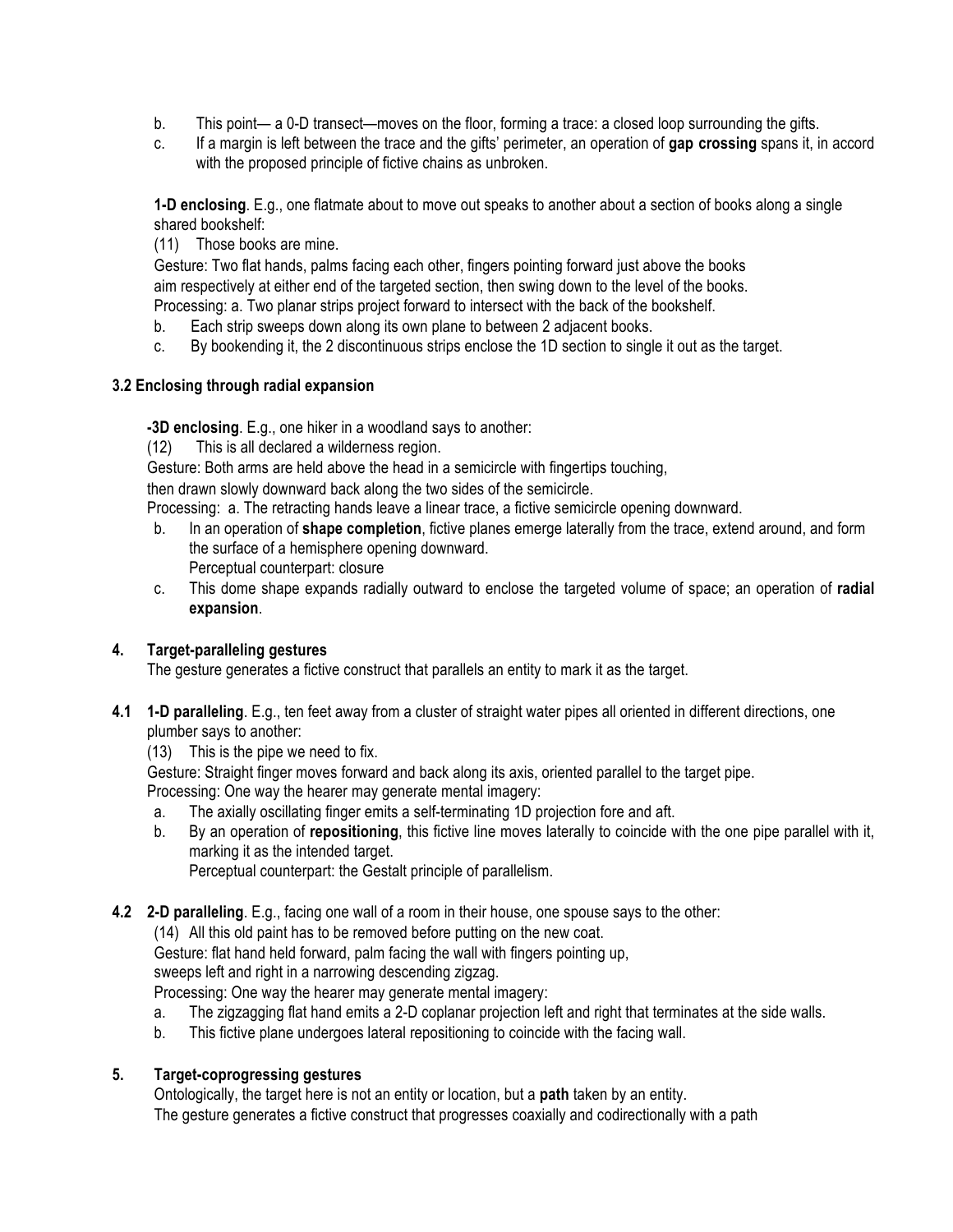b. This point— a 0-D transect—moves on the floor, forming a trace: a closed loop surrounding the gifts.

c. If a margin is left between the trace and the gifts' perimeter, an operation of **gap crossing** spans it, in accord with the proposed principle of fictive chains as unbroken.

**1-D enclosing**. E.g., one flatmate about to move out speaks to another about a section of books along a single shared bookshelf:

(11) Those books are mine.

Gesture: Two flat hands, palms facing each other, fingers pointing forward just above the books aim respectively at either end of the targeted section, then swing down to the level of the books.

Processing: a. Two planar strips project forward to intersect with the back of the bookshelf.

b. Each strip sweeps down along its own plane to between 2 adjacent books.

c. By bookending it, the 2 discontinuous strips enclose the 1D section to single it out as the target.

**3.2 Enclosing through radial expansion**

**-3D enclosing**. E.g., one hiker in a woodland says to another:

(12) This is all declared a wilderness region.

Gesture: Both arms are held above the head in a semicircle with fingertips touching, then drawn slowly downward back along the two sides of the semicircle.

Processing: a. The retracting hands leave a linear trace, a fictive semicircle opening downward.

b. In an operation of **shape completion**, fictive planes emerge laterally from the trace, extend around, and form the surface of a hemisphere opening downward.
Perceptual counterpart: closure

c. This dome shape expands radially outward to enclose the targeted volume of space; an operation of **radial expansion**.

**4. Target-paralleling gestures**

The gesture generates a fictive construct that parallels an entity to mark it as the target.

**4.1 1-D paralleling**. E.g., ten feet away from a cluster of straight water pipes all oriented in different directions, one plumber says to another:

(13) This is the pipe we need to fix.

Gesture: Straight finger moves forward and back along its axis, oriented parallel to the target pipe.

Processing: One way the hearer may generate mental imagery:

a. The axially oscillating finger emits a self-terminating 1D projection fore and aft.

b. By an operation of **repositioning**, this fictive line moves laterally to coincide with the one pipe parallel with it, marking it as the intended target.
Perceptual counterpart: the Gestalt principle of parallelism.

**4.2 2-D paralleling**. E.g., facing one wall of a room in their house, one spouse says to the other:

(14) All this old paint has to be removed before putting on the new coat.

Gesture: flat hand held forward, palm facing the wall with fingers pointing up, sweeps left and right in a narrowing descending zigzag.

Processing: One way the hearer may generate mental imagery:

a. The zigzagging flat hand emits a 2-D coplanar projection left and right that terminates at the side walls.

b. This fictive plane undergoes lateral repositioning to coincide with the facing wall.

**5. Target-coprogressing gestures**

Ontologically, the target here is not an entity or location, but a **path** taken by an entity.
The gesture generates a fictive construct that progresses coaxially and codirectionally with a path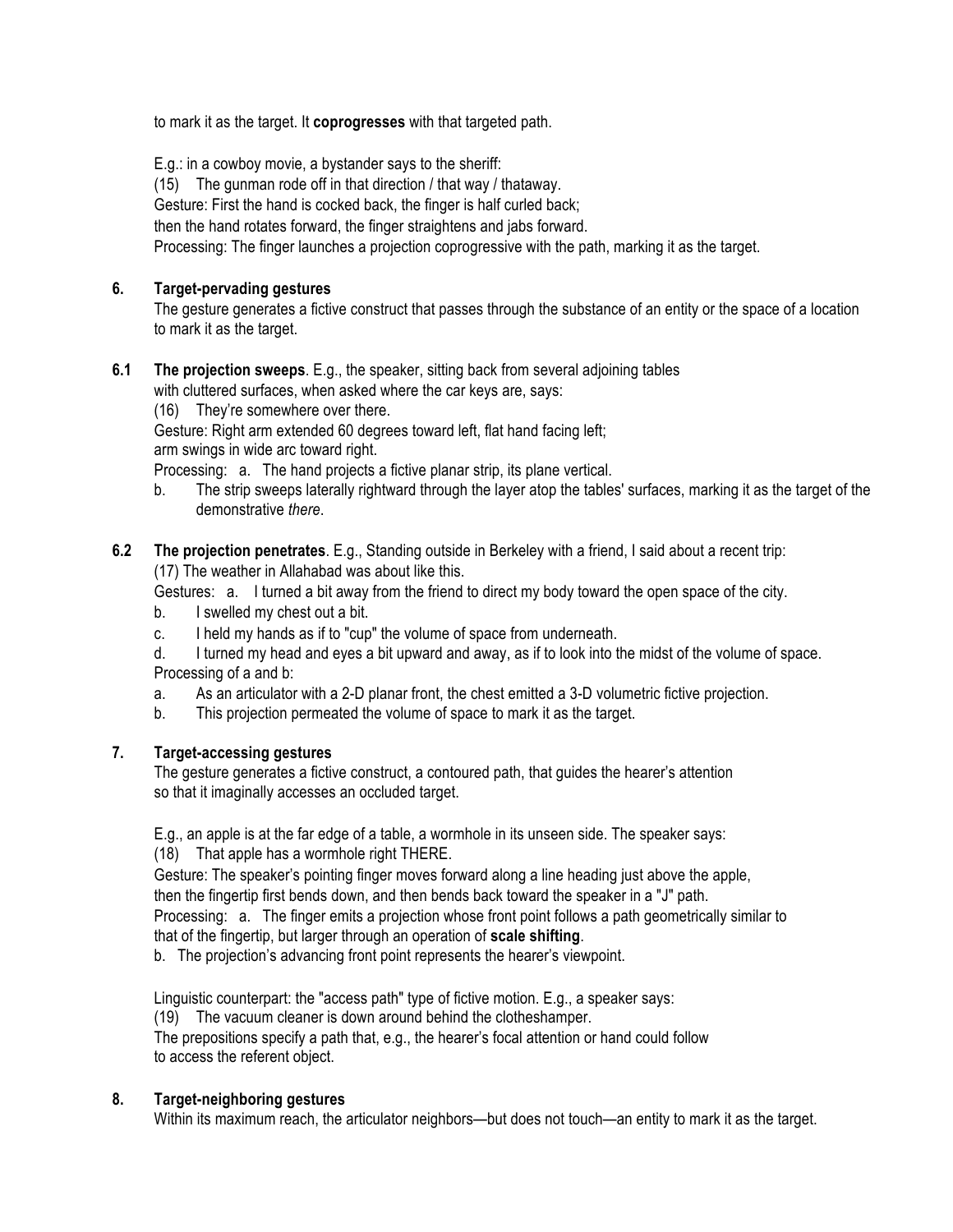to mark it as the target. It **coprogresses** with that targeted path.

E.g.: in a cowboy movie, a bystander says to the sheriff:

(15) The gunman rode off in that direction / that way / thataway.

Gesture: First the hand is cocked back, the finger is half curled back;
then the hand rotates forward, the finger straightens and jabs forward.

Processing: The finger launches a projection coprogressive with the path, marking it as the target.

### 6. Target-pervading gestures

The gesture generates a fictive construct that passes through the substance of an entity or the space of a location to mark it as the target.

**6.1 The projection sweeps**. E.g., the speaker, sitting back from several adjoining tables with cluttered surfaces, when asked where the car keys are, says:

(16) They're somewhere over there.

Gesture: Right arm extended 60 degrees toward left, flat hand facing left;
arm swings in wide arc toward right.

Processing:
a. The hand projects a fictive planar strip, its plane vertical.
b. The strip sweeps laterally rightward through the layer atop the tables' surfaces, marking it as the target of the demonstrative *there*.

**6.2 The projection penetrates**. E.g., Standing outside in Berkeley with a friend, I said about a recent trip:

(17) The weather in Allahabad was about like this.

Gestures:
a. I turned a bit away from the friend to direct my body toward the open space of the city.
b. I swelled my chest out a bit.
c. I held my hands as if to "cup" the volume of space from underneath.
d. I turned my head and eyes a bit upward and away, as if to look into the midst of the volume of space.

Processing of a and b:
a. As an articulator with a 2-D planar front, the chest emitted a 3-D volumetric fictive projection.
b. This projection permeated the volume of space to mark it as the target.

### 7. Target-accessing gestures

The gesture generates a fictive construct, a contoured path, that guides the hearer's attention so that it imaginally accesses an occluded target.

E.g., an apple is at the far edge of a table, a wormhole in its unseen side. The speaker says:

(18) That apple has a wormhole right THERE.

Gesture: The speaker's pointing finger moves forward along a line heading just above the apple, then the fingertip first bends down, and then bends back toward the speaker in a "J" path.

Processing:
a. The finger emits a projection whose front point follows a path geometrically similar to that of the fingertip, but larger through an operation of **scale shifting**.
b. The projection's advancing front point represents the hearer's viewpoint.

Linguistic counterpart: the "access path" type of fictive motion. E.g., a speaker says:

(19) The vacuum cleaner is down around behind the clotheshamper.

The prepositions specify a path that, e.g., the hearer's focal attention or hand could follow to access the referent object.

### 8. Target-neighboring gestures

Within its maximum reach, the articulator neighbors—but does not touch—an entity to mark it as the target.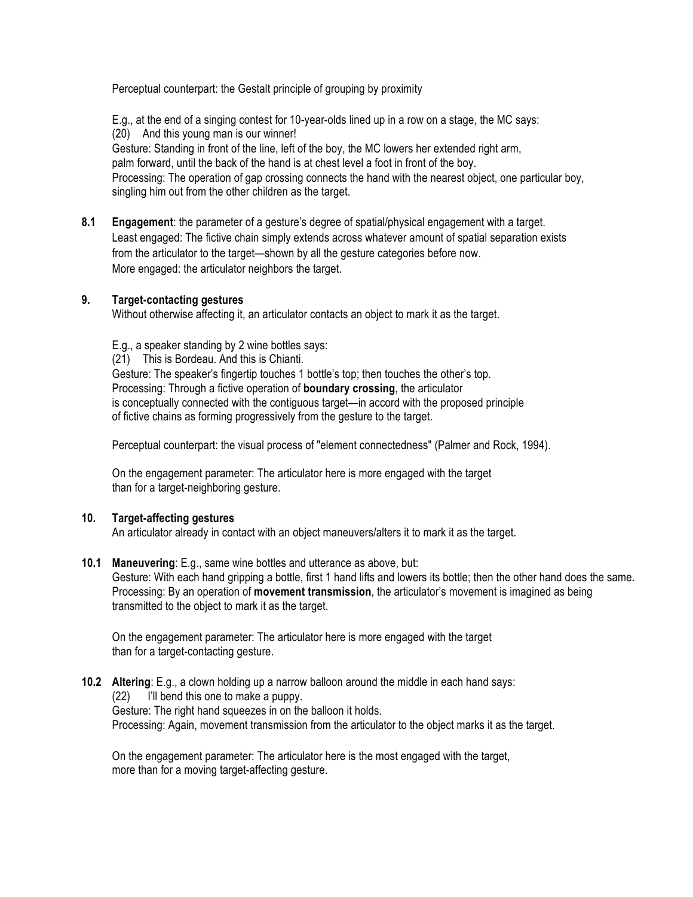Perceptual counterpart: the Gestalt principle of grouping by proximity

E.g., at the end of a singing contest for 10-year-olds lined up in a row on a stage, the MC says:
(20) And this young man is our winner!
Gesture: Standing in front of the line, left of the boy, the MC lowers her extended right arm, palm forward, until the back of the hand is at chest level a foot in front of the boy.
Processing: The operation of gap crossing connects the hand with the nearest object, one particular boy, singling him out from the other children as the target.

**8.1 Engagement**: the parameter of a gesture's degree of spatial/physical engagement with a target.
Least engaged: The fictive chain simply extends across whatever amount of spatial separation exists from the articulator to the target—shown by all the gesture categories before now.
More engaged: the articulator neighbors the target.

## 9. Target-contacting gestures

Without otherwise affecting it, an articulator contacts an object to mark it as the target.

E.g., a speaker standing by 2 wine bottles says:
(21) This is Bordeau. And this is Chianti.
Gesture: The speaker's fingertip touches 1 bottle's top; then touches the other's top.
Processing: Through a fictive operation of **boundary crossing**, the articulator is conceptually connected with the contiguous target—in accord with the proposed principle of fictive chains as forming progressively from the gesture to the target.

Perceptual counterpart: the visual process of "element connectedness" (Palmer and Rock, 1994).

On the engagement parameter: The articulator here is more engaged with the target than for a target-neighboring gesture.

## 10. Target-affecting gestures

An articulator already in contact with an object maneuvers/alters it to mark it as the target.

**10.1 Maneuvering**: E.g., same wine bottles and utterance as above, but:
Gesture: With each hand gripping a bottle, first 1 hand lifts and lowers its bottle; then the other hand does the same.
Processing: By an operation of **movement transmission**, the articulator's movement is imagined as being transmitted to the object to mark it as the target.

On the engagement parameter: The articulator here is more engaged with the target than for a target-contacting gesture.

**10.2 Altering**: E.g., a clown holding up a narrow balloon around the middle in each hand says:
(22) I'll bend this one to make a puppy.
Gesture: The right hand squeezes in on the balloon it holds.
Processing: Again, movement transmission from the articulator to the object marks it as the target.

On the engagement parameter: The articulator here is the most engaged with the target, more than for a moving target-affecting gesture.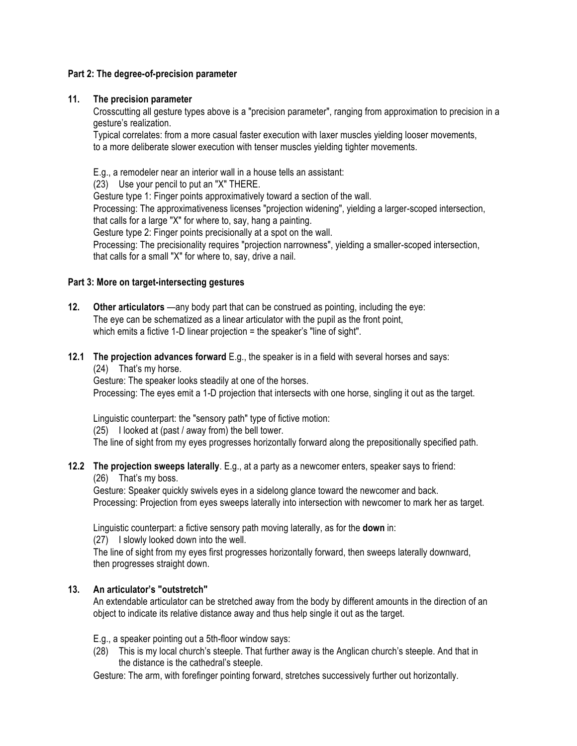**Part 2: The degree-of-precision parameter**

**11. The precision parameter**

Crosscutting all gesture types above is a "precision parameter", ranging from approximation to precision in a gesture's realization.
Typical correlates: from a more casual faster execution with laxer muscles yielding looser movements, to a more deliberate slower execution with tenser muscles yielding tighter movements.

E.g., a remodeler near an interior wall in a house tells an assistant:
(23) Use your pencil to put an "X" THERE.
Gesture type 1: Finger points approximatively toward a section of the wall.
Processing: The approximativeness licenses "projection widening", yielding a larger-scoped intersection, that calls for a large "X" for where to, say, hang a painting.
Gesture type 2: Finger points precisionally at a spot on the wall.
Processing: The precisionality requires "projection narrowness", yielding a smaller-scoped intersection, that calls for a small "X" for where to, say, drive a nail.

**Part 3: More on target-intersecting gestures**

**12. Other articulators** —any body part that can be construed as pointing, including the eye:
The eye can be schematized as a linear articulator with the pupil as the front point, which emits a fictive 1-D linear projection = the speaker's "line of sight".

**12.1 The projection advances forward** E.g., the speaker is in a field with several horses and says:
(24) That's my horse.
Gesture: The speaker looks steadily at one of the horses.
Processing: The eyes emit a 1-D projection that intersects with one horse, singling it out as the target.

Linguistic counterpart: the "sensory path" type of fictive motion:
(25) I looked at (past / away from) the bell tower.
The line of sight from my eyes progresses horizontally forward along the prepositionally specified path.

**12.2 The projection sweeps laterally**. E.g., at a party as a newcomer enters, speaker says to friend:
(26) That's my boss.
Gesture: Speaker quickly swivels eyes in a sidelong glance toward the newcomer and back.
Processing: Projection from eyes sweeps laterally into intersection with newcomer to mark her as target.

Linguistic counterpart: a fictive sensory path moving laterally, as for the **down** in:
(27) I slowly looked down into the well.
The line of sight from my eyes first progresses horizontally forward, then sweeps laterally downward, then progresses straight down.

**13. An articulator's "outstretch"**

An extendable articulator can be stretched away from the body by different amounts in the direction of an object to indicate its relative distance away and thus help single it out as the target.

E.g., a speaker pointing out a 5th-floor window says:
(28) This is my local church's steeple. That further away is the Anglican church's steeple. And that in the distance is the cathedral's steeple.
Gesture: The arm, with forefinger pointing forward, stretches successively further out horizontally.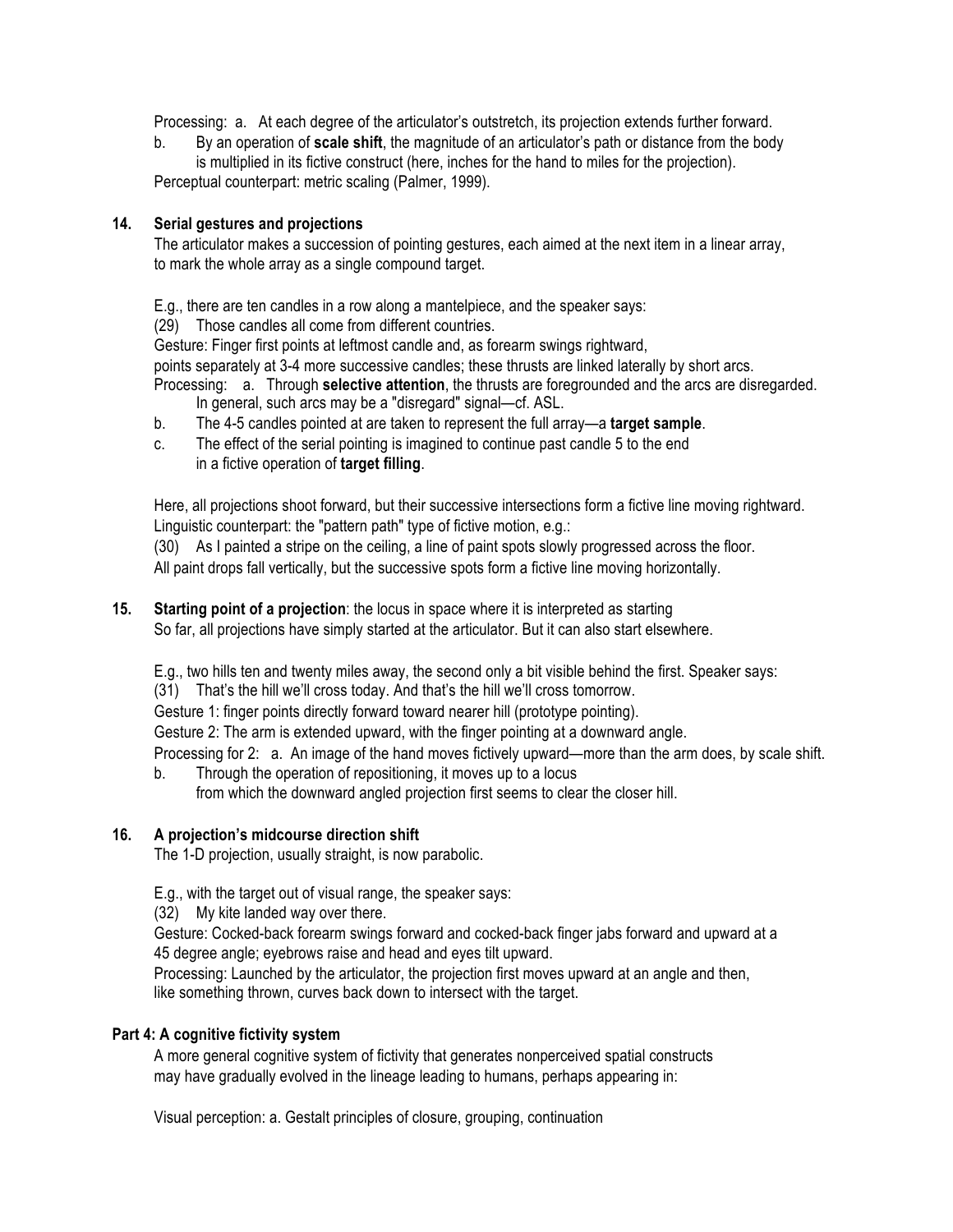Processing: a. At each degree of the articulator's outstretch, its projection extends further forward.

b. By an operation of **scale shift**, the magnitude of an articulator's path or distance from the body is multiplied in its fictive construct (here, inches for the hand to miles for the projection).

Perceptual counterpart: metric scaling (Palmer, 1999).

**14. Serial gestures and projections**

The articulator makes a succession of pointing gestures, each aimed at the next item in a linear array, to mark the whole array as a single compound target.

E.g., there are ten candles in a row along a mantelpiece, and the speaker says:

(29) Those candles all come from different countries.

Gesture: Finger first points at leftmost candle and, as forearm swings rightward, points separately at 3-4 more successive candles; these thrusts are linked laterally by short arcs.

Processing: a. Through **selective attention**, the thrusts are foregrounded and the arcs are disregarded. In general, such arcs may be a "disregard" signal—cf. ASL.

b. The 4-5 candles pointed at are taken to represent the full array—a **target sample**.

c. The effect of the serial pointing is imagined to continue past candle 5 to the end in a fictive operation of **target filling**.

Here, all projections shoot forward, but their successive intersections form a fictive line moving rightward.

Linguistic counterpart: the "pattern path" type of fictive motion, e.g.:

(30) As I painted a stripe on the ceiling, a line of paint spots slowly progressed across the floor.

All paint drops fall vertically, but the successive spots form a fictive line moving horizontally.

**15. Starting point of a projection**: the locus in space where it is interpreted as starting

So far, all projections have simply started at the articulator. But it can also start elsewhere.

E.g., two hills ten and twenty miles away, the second only a bit visible behind the first. Speaker says:

(31) That's the hill we'll cross today. And that's the hill we'll cross tomorrow.

Gesture 1: finger points directly forward toward nearer hill (prototype pointing).

Gesture 2: The arm is extended upward, with the finger pointing at a downward angle.

Processing for 2: a. An image of the hand moves fictively upward—more than the arm does, by scale shift.

b. Through the operation of repositioning, it moves up to a locus from which the downward angled projection first seems to clear the closer hill.

**16. A projection's midcourse direction shift**

The 1-D projection, usually straight, is now parabolic.

E.g., with the target out of visual range, the speaker says:

(32) My kite landed way over there.

Gesture: Cocked-back forearm swings forward and cocked-back finger jabs forward and upward at a 45 degree angle; eyebrows raise and head and eyes tilt upward.

Processing: Launched by the articulator, the projection first moves upward at an angle and then, like something thrown, curves back down to intersect with the target.

## Part 4: A cognitive fictivity system

A more general cognitive system of fictivity that generates nonperceived spatial constructs may have gradually evolved in the lineage leading to humans, perhaps appearing in:

Visual perception: a. Gestalt principles of closure, grouping, continuation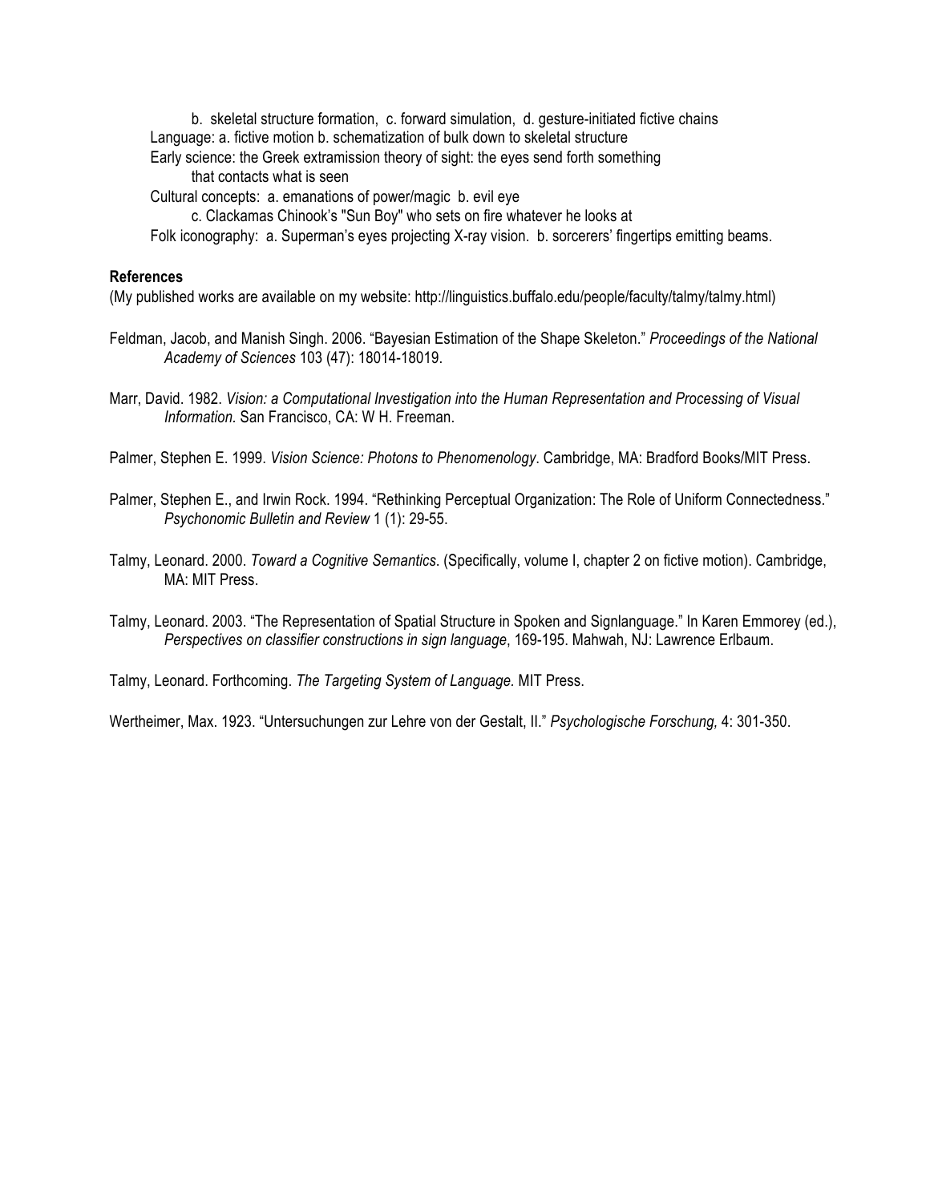b. skeletal structure formation, c. forward simulation, d. gesture-initiated fictive chains

Language: a. fictive motion b. schematization of bulk down to skeletal structure

Early science: the Greek extramission theory of sight: the eyes send forth something that contacts what is seen

Cultural concepts: a. emanations of power/magic b. evil eye
c. Clackamas Chinook's "Sun Boy" who sets on fire whatever he looks at

Folk iconography: a. Superman's eyes projecting X-ray vision. b. sorcerers' fingertips emitting beams.

**References**

(My published works are available on my website: http://linguistics.buffalo.edu/people/faculty/talmy/talmy.html)

Feldman, Jacob, and Manish Singh. 2006. "Bayesian Estimation of the Shape Skeleton." *Proceedings of the National Academy of Sciences* 103 (47): 18014-18019.

Marr, David. 1982. *Vision: a Computational Investigation into the Human Representation and Processing of Visual Information.* San Francisco, CA: W H. Freeman.

Palmer, Stephen E. 1999. *Vision Science: Photons to Phenomenology*. Cambridge, MA: Bradford Books/MIT Press.

Palmer, Stephen E., and Irwin Rock. 1994. "Rethinking Perceptual Organization: The Role of Uniform Connectedness." *Psychonomic Bulletin and Review* 1 (1): 29-55.

Talmy, Leonard. 2000. *Toward a Cognitive Semantics*. (Specifically, volume I, chapter 2 on fictive motion). Cambridge, MA: MIT Press.

Talmy, Leonard. 2003. "The Representation of Spatial Structure in Spoken and Signlanguage." In Karen Emmorey (ed.), *Perspectives on classifier constructions in sign language*, 169-195. Mahwah, NJ: Lawrence Erlbaum.

Talmy, Leonard. Forthcoming. *The Targeting System of Language.* MIT Press.

Wertheimer, Max. 1923. "Untersuchungen zur Lehre von der Gestalt, II." *Psychologische Forschung,* 4: 301-350.